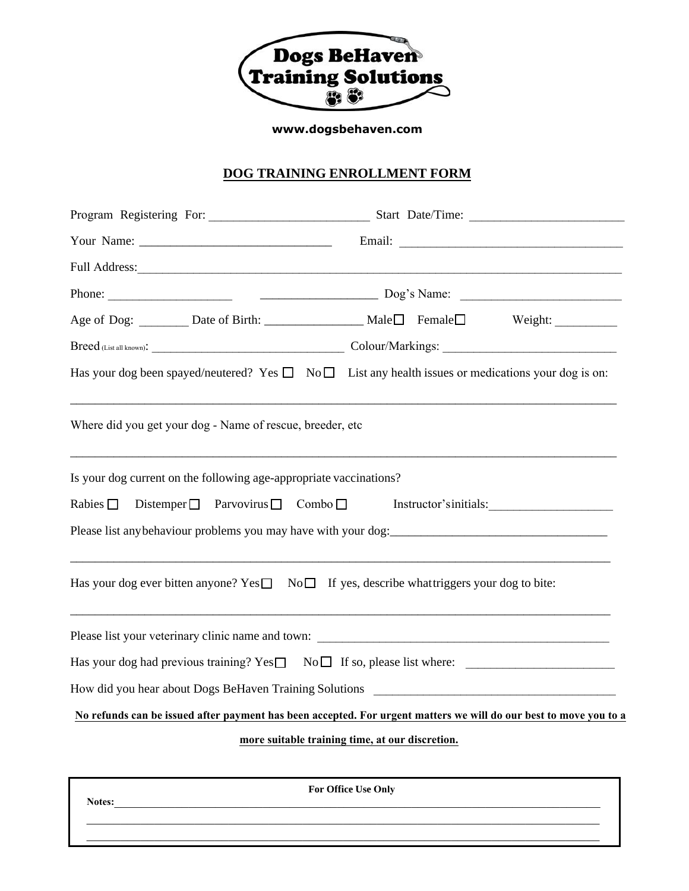**Dogs BeHaven Training Solutions**

**www.dogsbehaven.com**

# DOG TRAINING ENROLLMENT FORM

Program Registering For: ________________________ Start Date/Time: ________________________

Your Name: ______________________________ Email: ___________________________________

Full Address:_____________________________________________________________________________

Phone: ___________________ __________________ Dog's Name: __________________________

Age of Dog: ________ Date of Birth: _______________ Male☐ Female☐ Weight: __________

Breed (List all known): ______________________________ Colour/Markings: ___________________________

Has your dog been spayed/neutered? Yes ☐ No ☐ List any health issues or medications your dog is on:

_____________________________________________________________________________________

Where did you get your dog - Name of rescue, breeder, etc

_____________________________________________________________________________________

Is your dog current on the following age-appropriate vaccinations?

Rabies ☐ Distemper ☐ Parvovirus ☐ Combo ☐ Instructor'sinitials:____________________

Please list anybehaviour problems you may have with your dog:__________________________________

_____________________________________________________________________________________

Has your dog ever bitten anyone? Yes☐ No☐ If yes, describe whattriggers your dog to bite:

_____________________________________________________________________________________

Please list your veterinary clinic name and town: ______________________________________________

Has your dog had previous training? Yes☐ No☐ If so, please list where: _______________________

How did you hear about Dogs BeHaven Training Solutions ______________________________________

**No refunds can be issued after payment has been accepted. For urgent matters we will do our best to move you to a more suitable training time, at our discretion.**

**For Office Use Only**

**Notes:**_________________________________________________________________________________

_____________________________________________________________________________________

_____________________________________________________________________________________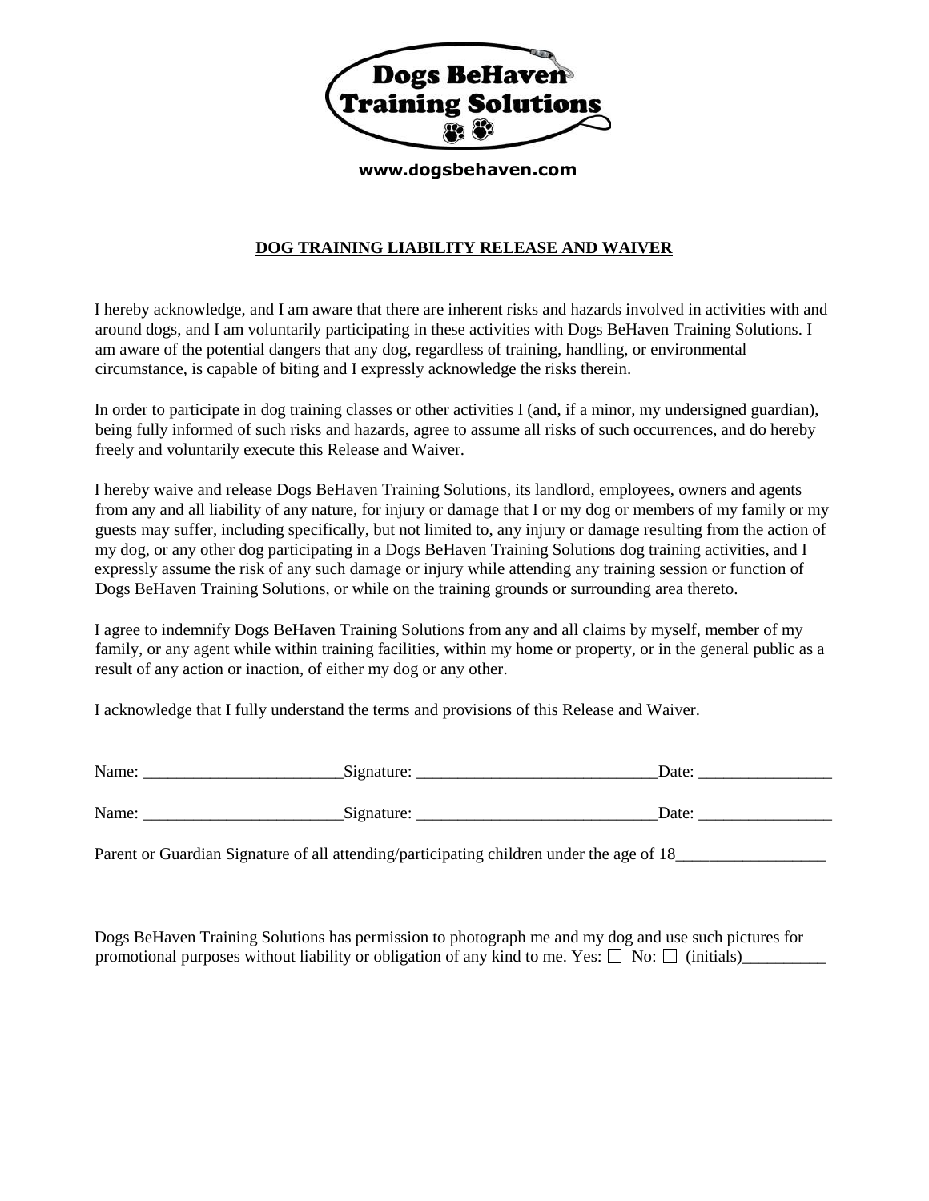Dogs BeHaven Training Solutions

**www.dogsbehaven.com**

**DOG TRAINING LIABILITY RELEASE AND WAIVER**

I hereby acknowledge, and I am aware that there are inherent risks and hazards involved in activities with and around dogs, and I am voluntarily participating in these activities with Dogs BeHaven Training Solutions. I am aware of the potential dangers that any dog, regardless of training, handling, or environmental circumstance, is capable of biting and I expressly acknowledge the risks therein.

In order to participate in dog training classes or other activities I (and, if a minor, my undersigned guardian), being fully informed of such risks and hazards, agree to assume all risks of such occurrences, and do hereby freely and voluntarily execute this Release and Waiver.

I hereby waive and release Dogs BeHaven Training Solutions, its landlord, employees, owners and agents from any and all liability of any nature, for injury or damage that I or my dog or members of my family or my guests may suffer, including specifically, but not limited to, any injury or damage resulting from the action of my dog, or any other dog participating in a Dogs BeHaven Training Solutions dog training activities, and I expressly assume the risk of any such damage or injury while attending any training session or function of Dogs BeHaven Training Solutions, or while on the training grounds or surrounding area thereto.

I agree to indemnify Dogs BeHaven Training Solutions from any and all claims by myself, member of my family, or any agent while within training facilities, within my home or property, or in the general public as a result of any action or inaction, of either my dog or any other.

I acknowledge that I fully understand the terms and provisions of this Release and Waiver.

Name: ________________________ Signature: _____________________________ Date: ________________

Name: ________________________ Signature: _____________________________ Date: ________________

Parent or Guardian Signature of all attending/participating children under the age of 18__________________

Dogs BeHaven Training Solutions has permission to photograph me and my dog and use such pictures for promotional purposes without liability or obligation of any kind to me. Yes: ☐ No: ☐ (initials)__________